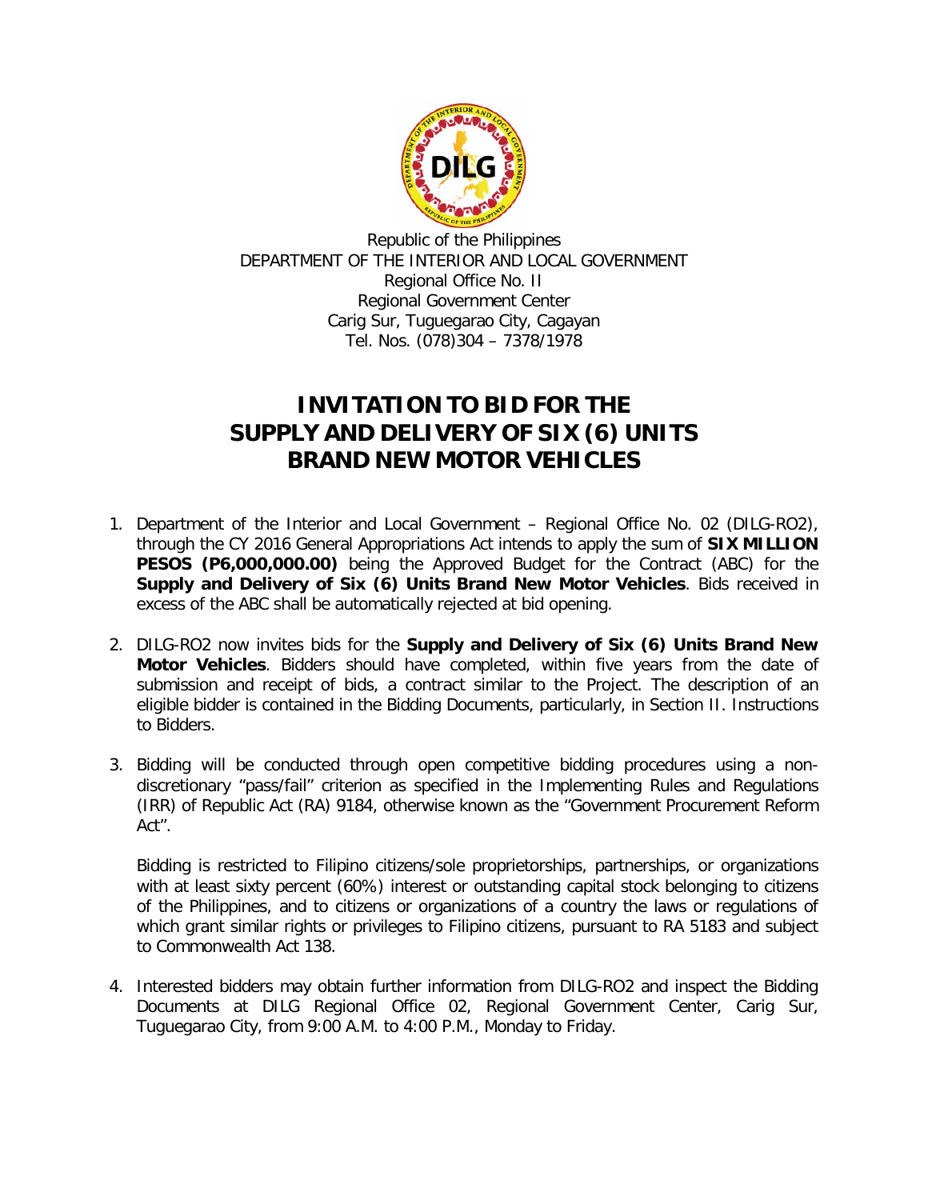Republic of the Philippines
DEPARTMENT OF THE INTERIOR AND LOCAL GOVERNMENT
Regional Office No. II
Regional Government Center
Carig Sur, Tuguegarao City, Cagayan
Tel. Nos. (078)304 – 7378/1978

# INVITATION TO BID FOR THE SUPPLY AND DELIVERY OF SIX (6) UNITS BRAND NEW MOTOR VEHICLES

1. Department of the Interior and Local Government – Regional Office No. 02 (DILG-RO2), through the CY 2016 General Appropriations Act intends to apply the sum of **SIX MILLION PESOS (P6,000,000.00)** being the Approved Budget for the Contract (ABC) for the **Supply and Delivery of Six (6) Units Brand New Motor Vehicles**. Bids received in excess of the ABC shall be automatically rejected at bid opening.

2. DILG-RO2 now invites bids for the **Supply and Delivery of Six (6) Units Brand New Motor Vehicles**. Bidders should have completed, within five years from the date of submission and receipt of bids, a contract similar to the Project. The description of an eligible bidder is contained in the Bidding Documents, particularly, in Section II. Instructions to Bidders.

3. Bidding will be conducted through open competitive bidding procedures using a non-discretionary "pass/fail" criterion as specified in the Implementing Rules and Regulations (IRR) of Republic Act (RA) 9184, otherwise known as the "Government Procurement Reform Act".

   Bidding is restricted to Filipino citizens/sole proprietorships, partnerships, or organizations with at least sixty percent (60%) interest or outstanding capital stock belonging to citizens of the Philippines, and to citizens or organizations of a country the laws or regulations of which grant similar rights or privileges to Filipino citizens, pursuant to RA 5183 and subject to Commonwealth Act 138.

4. Interested bidders may obtain further information from DILG-RO2 and inspect the Bidding Documents at DILG Regional Office 02, Regional Government Center, Carig Sur, Tuguegarao City, from 9:00 A.M. to 4:00 P.M., Monday to Friday.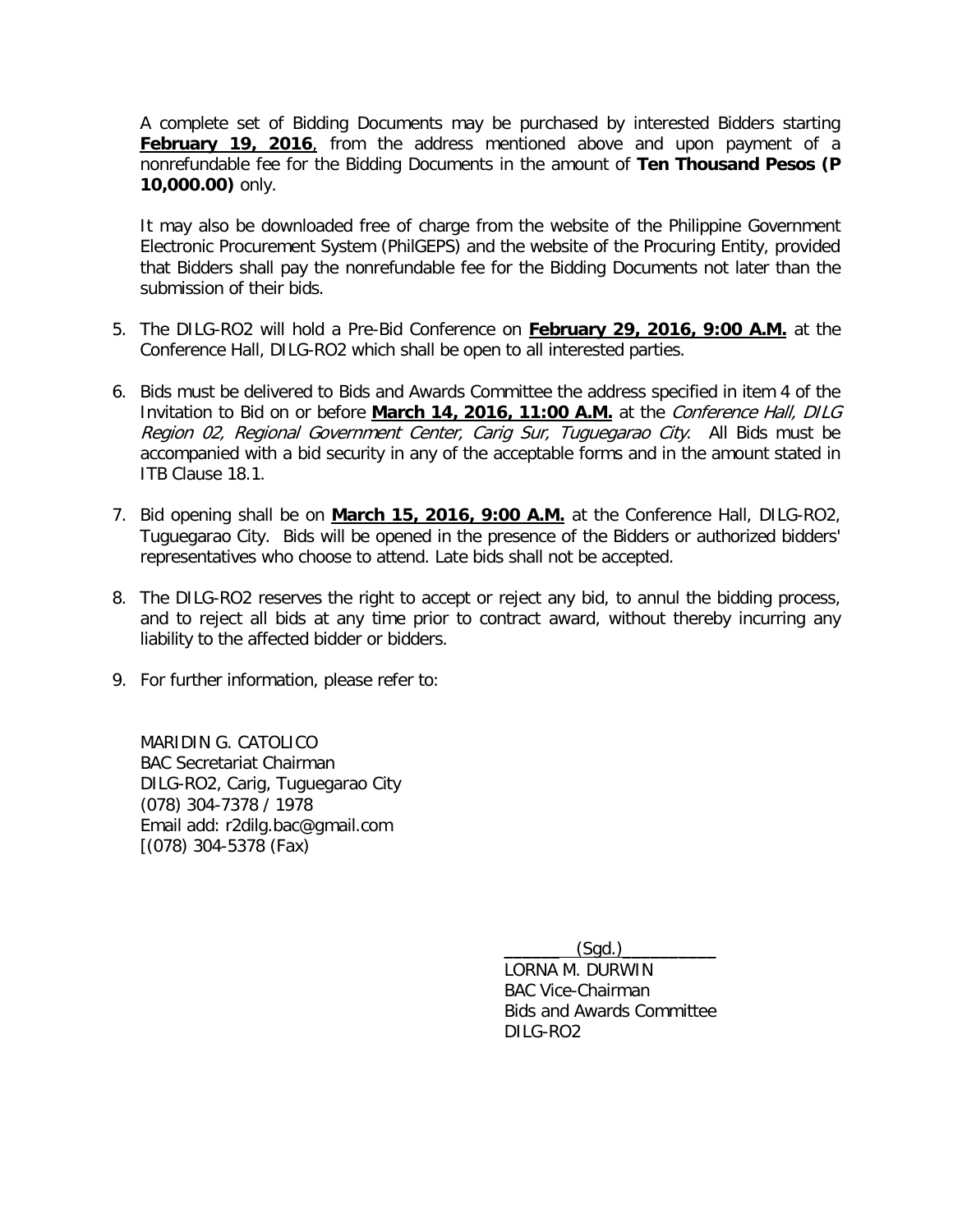A complete set of Bidding Documents may be purchased by interested Bidders starting **February 19, 2016**, from the address mentioned above and upon payment of a nonrefundable fee for the Bidding Documents in the amount of **Ten Thousand Pesos (P 10,000.00)** only.

It may also be downloaded free of charge from the website of the Philippine Government Electronic Procurement System (PhilGEPS) and the website of the Procuring Entity, provided that Bidders shall pay the nonrefundable fee for the Bidding Documents not later than the submission of their bids.

5. The DILG-RO2 will hold a Pre-Bid Conference on **February 29, 2016, 9:00 A.M.** at the Conference Hall, DILG-RO2 which shall be open to all interested parties.

6. Bids must be delivered to Bids and Awards Committee the address specified in item 4 of the Invitation to Bid on or before **March 14, 2016, 11:00 A.M.** at the *Conference Hall, DILG Region 02, Regional Government Center, Carig Sur, Tuguegarao City*. All Bids must be accompanied with a bid security in any of the acceptable forms and in the amount stated in ITB Clause 18.1.

7. Bid opening shall be on **March 15, 2016, 9:00 A.M.** at the Conference Hall, DILG-RO2, Tuguegarao City. Bids will be opened in the presence of the Bidders or authorized bidders' representatives who choose to attend. Late bids shall not be accepted.

8. The DILG-RO2 reserves the right to accept or reject any bid, to annul the bidding process, and to reject all bids at any time prior to contract award, without thereby incurring any liability to the affected bidder or bidders.

9. For further information, please refer to:

MARIDIN G. CATOLICO
BAC Secretariat Chairman
DILG-RO2, Carig, Tuguegarao City
(078) 304-7378 / 1978
Email add: r2dilg.bac@gmail.com
[(078) 304-5378 (Fax)

(Sgd.)
LORNA M. DURWIN
BAC Vice-Chairman
Bids and Awards Committee
DILG-RO2